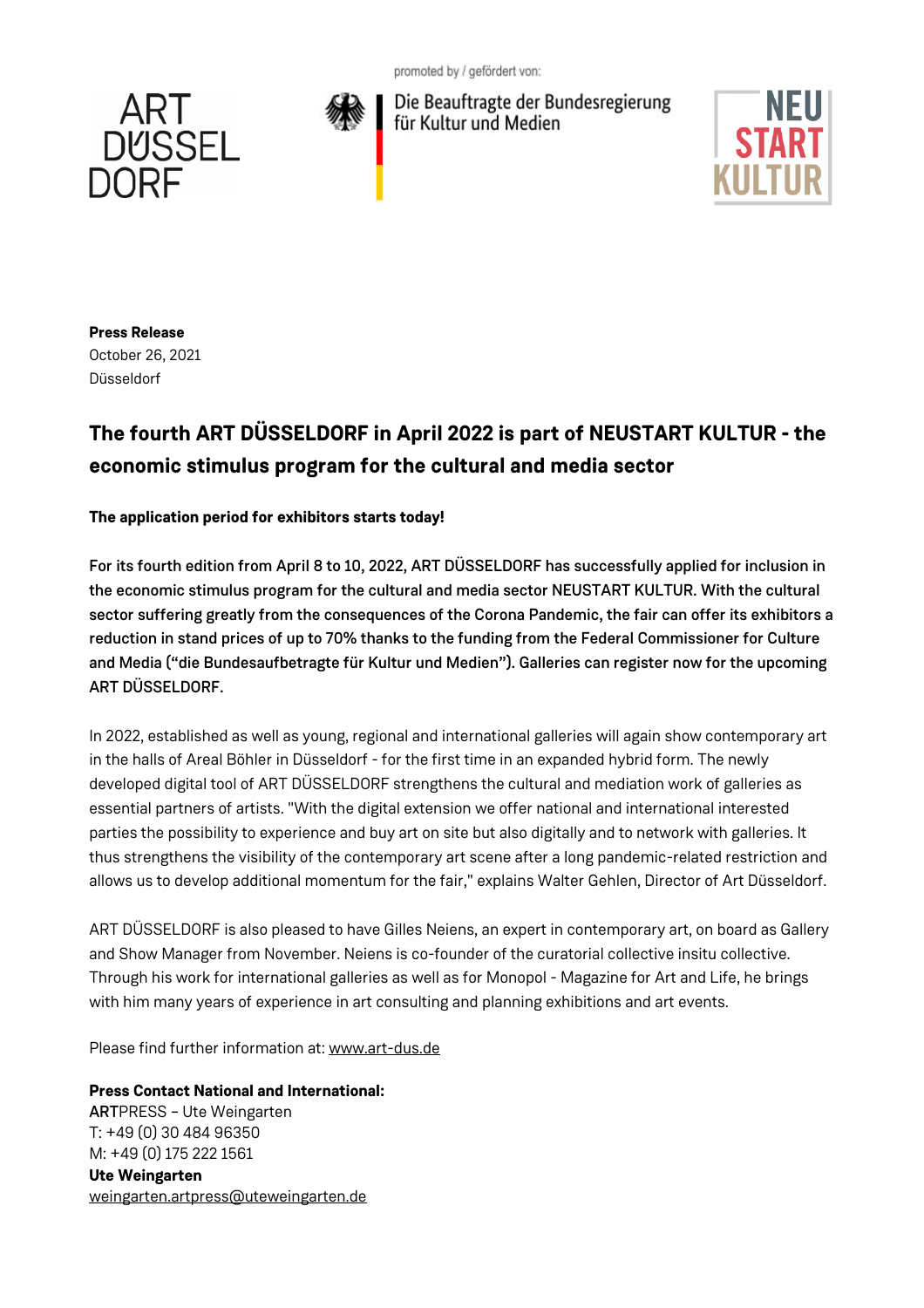ART DÜSSEL DORF

promoted by / gefördert von:

Die Beauftragte der Bundesregierung für Kultur und Medien

NEU START KULTUR

**Press Release**
October 26, 2021
Düsseldorf

# The fourth ART DÜSSELDORF in April 2022 is part of NEUSTART KULTUR - the economic stimulus program for the cultural and media sector

**The application period for exhibitors starts today!**

**For its fourth edition from April 8 to 10, 2022, ART DÜSSELDORF has successfully applied for inclusion in the economic stimulus program for the cultural and media sector NEUSTART KULTUR. With the cultural sector suffering greatly from the consequences of the Corona Pandemic, the fair can offer its exhibitors a reduction in stand prices of up to 70% thanks to the funding from the Federal Commissioner for Culture and Media ("die Bundesaufbetragte für Kultur und Medien"). Galleries can register now for the upcoming ART DÜSSELDORF.**

In 2022, established as well as young, regional and international galleries will again show contemporary art in the halls of Areal Böhler in Düsseldorf - for the first time in an expanded hybrid form. The newly developed digital tool of ART DÜSSELDORF strengthens the cultural and mediation work of galleries as essential partners of artists. "With the digital extension we offer national and international interested parties the possibility to experience and buy art on site but also digitally and to network with galleries. It thus strengthens the visibility of the contemporary art scene after a long pandemic-related restriction and allows us to develop additional momentum for the fair," explains Walter Gehlen, Director of Art Düsseldorf.

ART DÜSSELDORF is also pleased to have Gilles Neiens, an expert in contemporary art, on board as Gallery and Show Manager from November. Neiens is co-founder of the curatorial collective insitu collective. Through his work for international galleries as well as for Monopol - Magazine for Art and Life, he brings with him many years of experience in art consulting and planning exhibitions and art events.

Please find further information at: www.art-dus.de

**Press Contact National and International:**
**ART**PRESS – Ute Weingarten
T: +49 (0) 30 484 96350
M: +49 (0) 175 222 1561
**Ute Weingarten**
weingarten.artpress@uteweingarten.de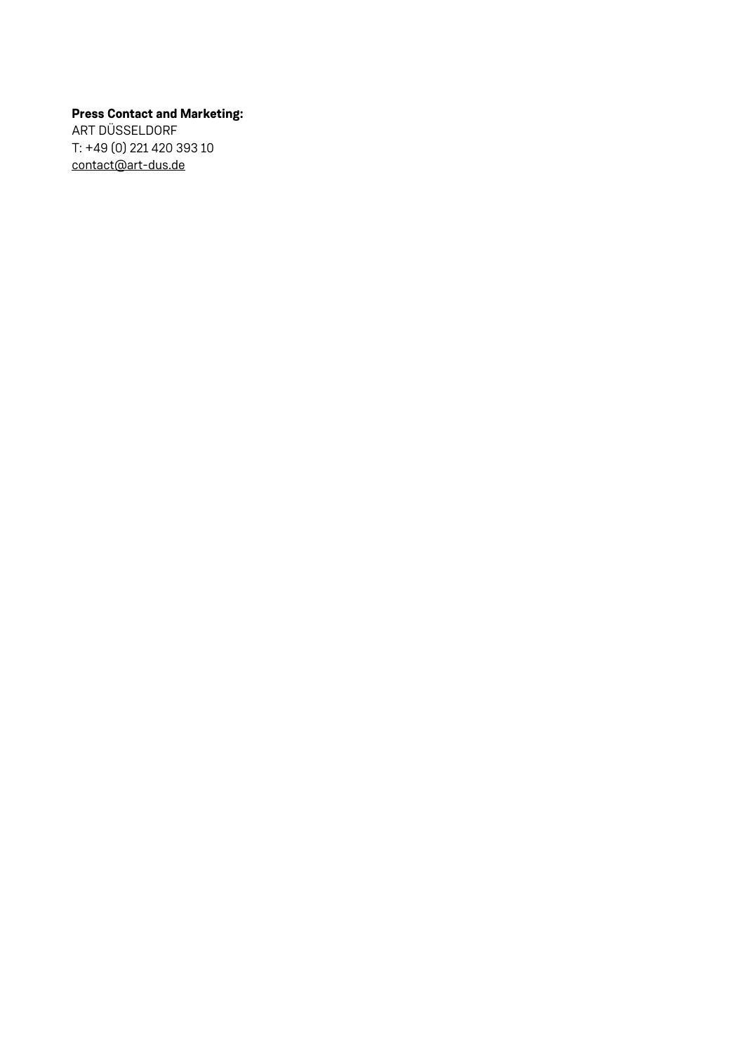**Press Contact and Marketing:**
ART DÜSSELDORF
T: +49 (0) 221 420 393 10
contact@art-dus.de